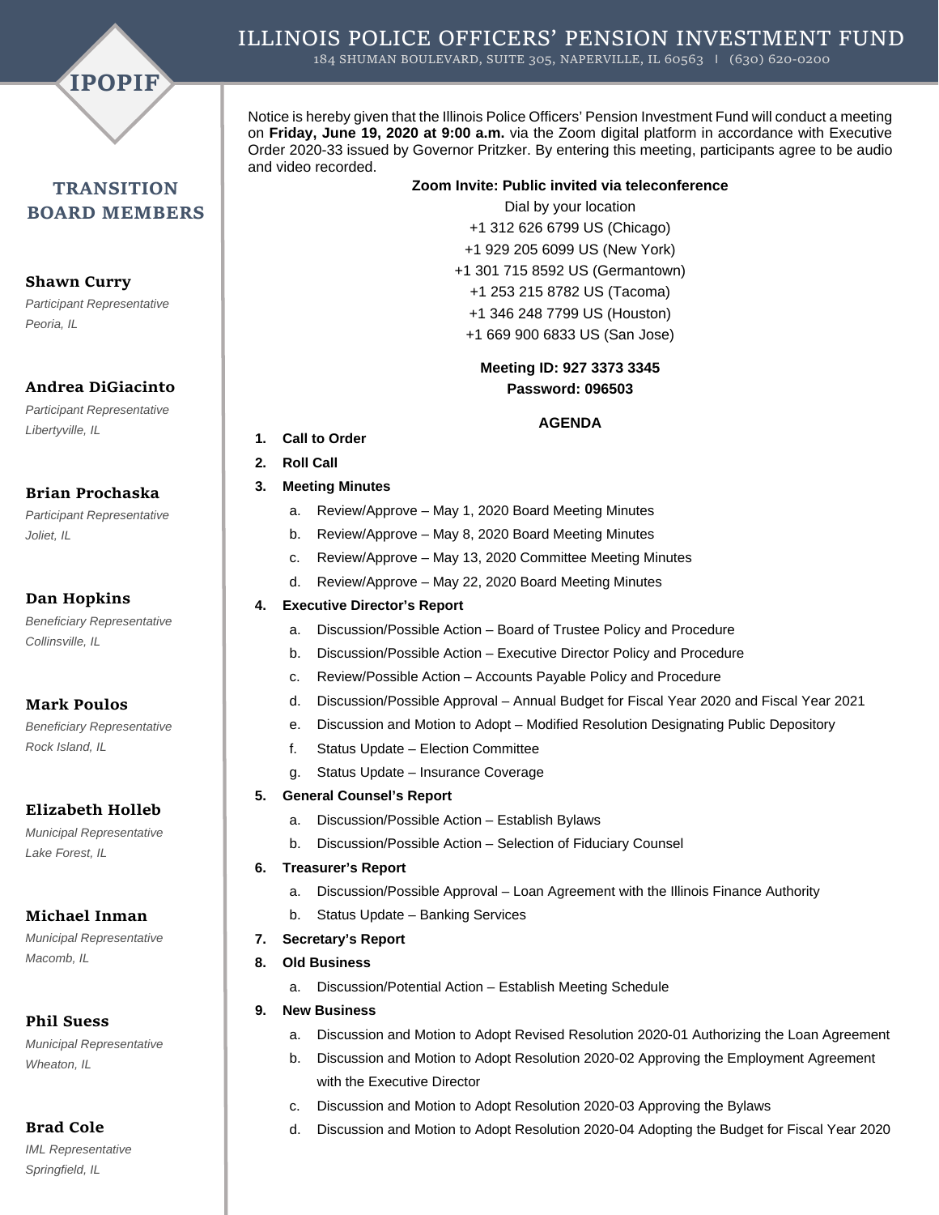# ILLINOIS POLICE OFFICERS' PENSION INVESTMENT FUND

184 SHUMAN BOULEVARD, SUITE 305, NAPERVILLE, IL 60563 | (630) 620-0200

IPOPIF

## TRANSITION BOARD MEMBERS

**Shawn Curry**
*Participant Representative*
*Peoria, IL*

**Andrea DiGiacinto**
*Participant Representative*
*Libertyville, IL*

**Brian Prochaska**
*Participant Representative*
*Joliet, IL*

**Dan Hopkins**
*Beneficiary Representative*
*Collinsville, IL*

**Mark Poulos**
*Beneficiary Representative*
*Rock Island, IL*

**Elizabeth Holleb**
*Municipal Representative*
*Lake Forest, IL*

**Michael Inman**
*Municipal Representative*
*Macomb, IL*

**Phil Suess**
*Municipal Representative*
*Wheaton, IL*

**Brad Cole**
*IML Representative*
*Springfield, IL*

Notice is hereby given that the Illinois Police Officers' Pension Investment Fund will conduct a meeting on **Friday, June 19, 2020 at 9:00 a.m.** via the Zoom digital platform in accordance with Executive Order 2020-33 issued by Governor Pritzker. By entering this meeting, participants agree to be audio and video recorded.

**Zoom Invite: Public invited via teleconference**

Dial by your location
+1 312 626 6799 US (Chicago)
+1 929 205 6099 US (New York)
+1 301 715 8592 US (Germantown)
+1 253 215 8782 US (Tacoma)
+1 346 248 7799 US (Houston)
+1 669 900 6833 US (San Jose)

**Meeting ID: 927 3373 3345**
**Password: 096503**

**AGENDA**

1. **Call to Order**
2. **Roll Call**
3. **Meeting Minutes**
   a. Review/Approve – May 1, 2020 Board Meeting Minutes
   b. Review/Approve – May 8, 2020 Board Meeting Minutes
   c. Review/Approve – May 13, 2020 Committee Meeting Minutes
   d. Review/Approve – May 22, 2020 Board Meeting Minutes
4. **Executive Director's Report**
   a. Discussion/Possible Action – Board of Trustee Policy and Procedure
   b. Discussion/Possible Action – Executive Director Policy and Procedure
   c. Review/Possible Action – Accounts Payable Policy and Procedure
   d. Discussion/Possible Approval – Annual Budget for Fiscal Year 2020 and Fiscal Year 2021
   e. Discussion and Motion to Adopt – Modified Resolution Designating Public Depository
   f. Status Update – Election Committee
   g. Status Update – Insurance Coverage
5. **General Counsel's Report**
   a. Discussion/Possible Action – Establish Bylaws
   b. Discussion/Possible Action – Selection of Fiduciary Counsel
6. **Treasurer's Report**
   a. Discussion/Possible Approval – Loan Agreement with the Illinois Finance Authority
   b. Status Update – Banking Services
7. **Secretary's Report**
8. **Old Business**
   a. Discussion/Potential Action – Establish Meeting Schedule
9. **New Business**
   a. Discussion and Motion to Adopt Revised Resolution 2020-01 Authorizing the Loan Agreement
   b. Discussion and Motion to Adopt Resolution 2020-02 Approving the Employment Agreement with the Executive Director
   c. Discussion and Motion to Adopt Resolution 2020-03 Approving the Bylaws
   d. Discussion and Motion to Adopt Resolution 2020-04 Adopting the Budget for Fiscal Year 2020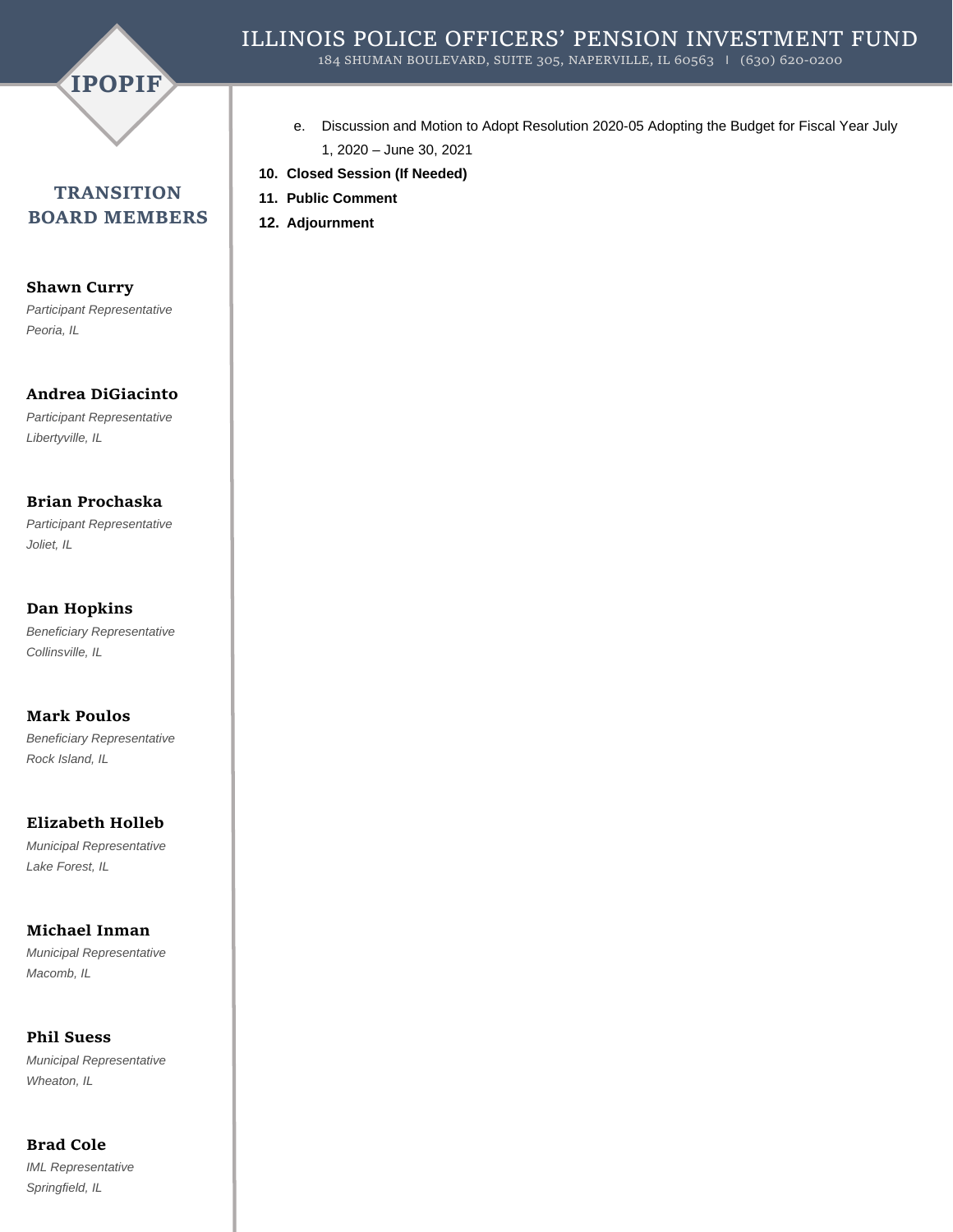e. Discussion and Motion to Adopt Resolution 2020-05 Adopting the Budget for Fiscal Year July 1, 2020 – June 30, 2021

**10. Closed Session (If Needed)**

**11. Public Comment**

**12. Adjournment**

## TRANSITION BOARD MEMBERS

**Shawn Curry**
*Participant Representative*
*Peoria, IL*

**Andrea DiGiacinto**
*Participant Representative*
*Libertyville, IL*

**Brian Prochaska**
*Participant Representative*
*Joliet, IL*

**Dan Hopkins**
*Beneficiary Representative*
*Collinsville, IL*

**Mark Poulos**
*Beneficiary Representative*
*Rock Island, IL*

**Elizabeth Holleb**
*Municipal Representative*
*Lake Forest, IL*

**Michael Inman**
*Municipal Representative*
*Macomb, IL*

**Phil Suess**
*Municipal Representative*
*Wheaton, IL*

**Brad Cole**
*IML Representative*
*Springfield, IL*